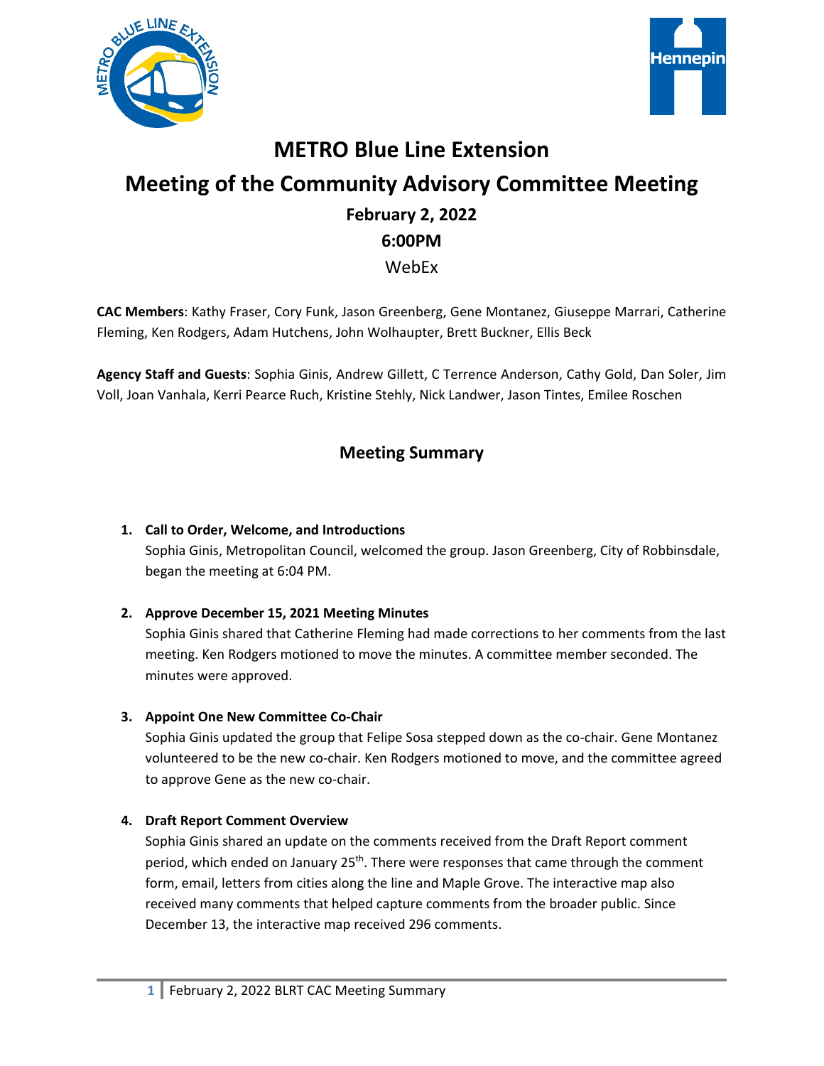# METRO Blue Line Extension

# Meeting of the Community Advisory Committee Meeting

### February 2, 2022

### 6:00PM

WebEx

**CAC Members**: Kathy Fraser, Cory Funk, Jason Greenberg, Gene Montanez, Giuseppe Marrari, Catherine Fleming, Ken Rodgers, Adam Hutchens, John Wolhaupter, Brett Buckner, Ellis Beck

**Agency Staff and Guests**: Sophia Ginis, Andrew Gillett, C Terrence Anderson, Cathy Gold, Dan Soler, Jim Voll, Joan Vanhala, Kerri Pearce Ruch, Kristine Stehly, Nick Landwer, Jason Tintes, Emilee Roschen

## Meeting Summary

1. **Call to Order, Welcome, and Introductions**
   Sophia Ginis, Metropolitan Council, welcomed the group. Jason Greenberg, City of Robbinsdale, began the meeting at 6:04 PM.

2. **Approve December 15, 2021 Meeting Minutes**
   Sophia Ginis shared that Catherine Fleming had made corrections to her comments from the last meeting. Ken Rodgers motioned to move the minutes. A committee member seconded. The minutes were approved.

3. **Appoint One New Committee Co-Chair**
   Sophia Ginis updated the group that Felipe Sosa stepped down as the co-chair. Gene Montanez volunteered to be the new co-chair. Ken Rodgers motioned to move, and the committee agreed to approve Gene as the new co-chair.

4. **Draft Report Comment Overview**
   Sophia Ginis shared an update on the comments received from the Draft Report comment period, which ended on January 25th. There were responses that came through the comment form, email, letters from cities along the line and Maple Grove. The interactive map also received many comments that helped capture comments from the broader public. Since December 13, the interactive map received 296 comments.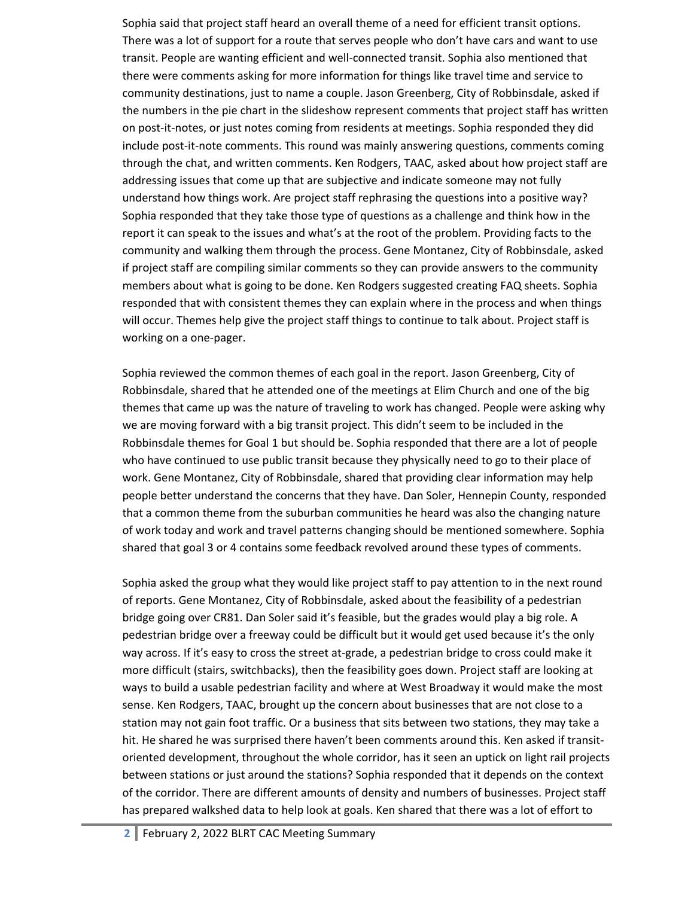Sophia said that project staff heard an overall theme of a need for efficient transit options. There was a lot of support for a route that serves people who don't have cars and want to use transit. People are wanting efficient and well-connected transit. Sophia also mentioned that there were comments asking for more information for things like travel time and service to community destinations, just to name a couple. Jason Greenberg, City of Robbinsdale, asked if the numbers in the pie chart in the slideshow represent comments that project staff has written on post-it-notes, or just notes coming from residents at meetings. Sophia responded they did include post-it-note comments. This round was mainly answering questions, comments coming through the chat, and written comments. Ken Rodgers, TAAC, asked about how project staff are addressing issues that come up that are subjective and indicate someone may not fully understand how things work. Are project staff rephrasing the questions into a positive way? Sophia responded that they take those type of questions as a challenge and think how in the report it can speak to the issues and what's at the root of the problem. Providing facts to the community and walking them through the process. Gene Montanez, City of Robbinsdale, asked if project staff are compiling similar comments so they can provide answers to the community members about what is going to be done. Ken Rodgers suggested creating FAQ sheets. Sophia responded that with consistent themes they can explain where in the process and when things will occur. Themes help give the project staff things to continue to talk about. Project staff is working on a one-pager.

Sophia reviewed the common themes of each goal in the report. Jason Greenberg, City of Robbinsdale, shared that he attended one of the meetings at Elim Church and one of the big themes that came up was the nature of traveling to work has changed. People were asking why we are moving forward with a big transit project. This didn't seem to be included in the Robbinsdale themes for Goal 1 but should be. Sophia responded that there are a lot of people who have continued to use public transit because they physically need to go to their place of work. Gene Montanez, City of Robbinsdale, shared that providing clear information may help people better understand the concerns that they have. Dan Soler, Hennepin County, responded that a common theme from the suburban communities he heard was also the changing nature of work today and work and travel patterns changing should be mentioned somewhere. Sophia shared that goal 3 or 4 contains some feedback revolved around these types of comments.

Sophia asked the group what they would like project staff to pay attention to in the next round of reports. Gene Montanez, City of Robbinsdale, asked about the feasibility of a pedestrian bridge going over CR81. Dan Soler said it's feasible, but the grades would play a big role. A pedestrian bridge over a freeway could be difficult but it would get used because it's the only way across. If it's easy to cross the street at-grade, a pedestrian bridge to cross could make it more difficult (stairs, switchbacks), then the feasibility goes down. Project staff are looking at ways to build a usable pedestrian facility and where at West Broadway it would make the most sense. Ken Rodgers, TAAC, brought up the concern about businesses that are not close to a station may not gain foot traffic. Or a business that sits between two stations, they may take a hit. He shared he was surprised there haven't been comments around this. Ken asked if transit-oriented development, throughout the whole corridor, has it seen an uptick on light rail projects between stations or just around the stations? Sophia responded that it depends on the context of the corridor. There are different amounts of density and numbers of businesses. Project staff has prepared walkshed data to help look at goals. Ken shared that there was a lot of effort to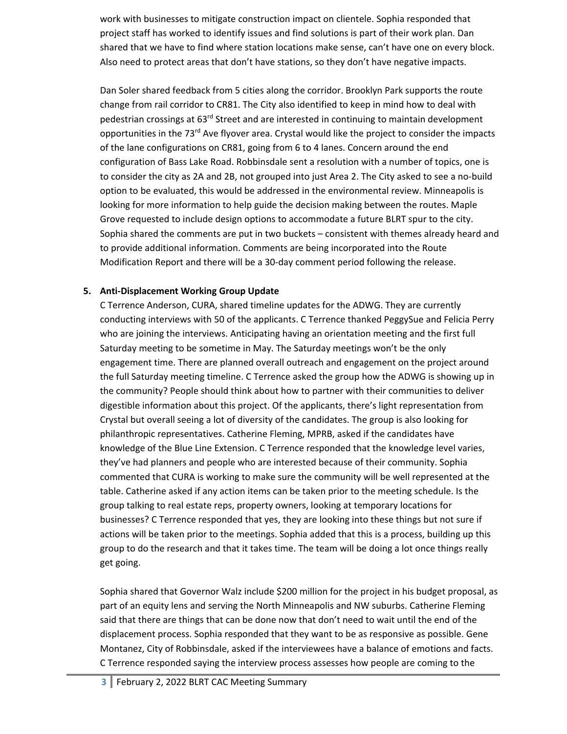work with businesses to mitigate construction impact on clientele. Sophia responded that project staff has worked to identify issues and find solutions is part of their work plan. Dan shared that we have to find where station locations make sense, can't have one on every block. Also need to protect areas that don't have stations, so they don't have negative impacts.

Dan Soler shared feedback from 5 cities along the corridor. Brooklyn Park supports the route change from rail corridor to CR81. The City also identified to keep in mind how to deal with pedestrian crossings at 63rd Street and are interested in continuing to maintain development opportunities in the 73rd Ave flyover area. Crystal would like the project to consider the impacts of the lane configurations on CR81, going from 6 to 4 lanes. Concern around the end configuration of Bass Lake Road. Robbinsdale sent a resolution with a number of topics, one is to consider the city as 2A and 2B, not grouped into just Area 2. The City asked to see a no-build option to be evaluated, this would be addressed in the environmental review. Minneapolis is looking for more information to help guide the decision making between the routes. Maple Grove requested to include design options to accommodate a future BLRT spur to the city. Sophia shared the comments are put in two buckets – consistent with themes already heard and to provide additional information. Comments are being incorporated into the Route Modification Report and there will be a 30-day comment period following the release.

5. **Anti-Displacement Working Group Update**

C Terrence Anderson, CURA, shared timeline updates for the ADWG. They are currently conducting interviews with 50 of the applicants. C Terrence thanked PeggySue and Felicia Perry who are joining the interviews. Anticipating having an orientation meeting and the first full Saturday meeting to be sometime in May. The Saturday meetings won't be the only engagement time. There are planned overall outreach and engagement on the project around the full Saturday meeting timeline. C Terrence asked the group how the ADWG is showing up in the community? People should think about how to partner with their communities to deliver digestible information about this project. Of the applicants, there's light representation from Crystal but overall seeing a lot of diversity of the candidates. The group is also looking for philanthropic representatives. Catherine Fleming, MPRB, asked if the candidates have knowledge of the Blue Line Extension. C Terrence responded that the knowledge level varies, they've had planners and people who are interested because of their community. Sophia commented that CURA is working to make sure the community will be well represented at the table. Catherine asked if any action items can be taken prior to the meeting schedule. Is the group talking to real estate reps, property owners, looking at temporary locations for businesses? C Terrence responded that yes, they are looking into these things but not sure if actions will be taken prior to the meetings. Sophia added that this is a process, building up this group to do the research and that it takes time. The team will be doing a lot once things really get going.

Sophia shared that Governor Walz include $200 million for the project in his budget proposal, as part of an equity lens and serving the North Minneapolis and NW suburbs. Catherine Fleming said that there are things that can be done now that don't need to wait until the end of the displacement process. Sophia responded that they want to be as responsive as possible. Gene Montanez, City of Robbinsdale, asked if the interviewees have a balance of emotions and facts. C Terrence responded saying the interview process assesses how people are coming to the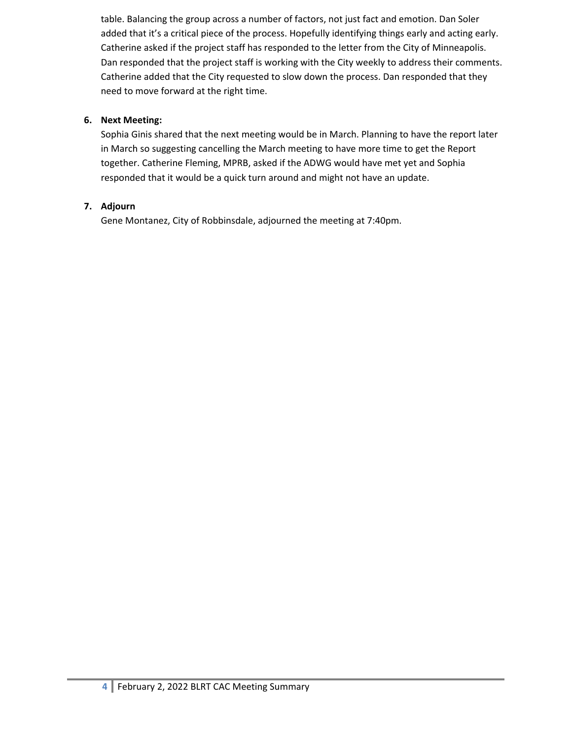table. Balancing the group across a number of factors, not just fact and emotion. Dan Soler added that it's a critical piece of the process. Hopefully identifying things early and acting early. Catherine asked if the project staff has responded to the letter from the City of Minneapolis. Dan responded that the project staff is working with the City weekly to address their comments. Catherine added that the City requested to slow down the process. Dan responded that they need to move forward at the right time.

6. **Next Meeting:**
   Sophia Ginis shared that the next meeting would be in March. Planning to have the report later in March so suggesting cancelling the March meeting to have more time to get the Report together. Catherine Fleming, MPRB, asked if the ADWG would have met yet and Sophia responded that it would be a quick turn around and might not have an update.

7. **Adjourn**
   Gene Montanez, City of Robbinsdale, adjourned the meeting at 7:40pm.